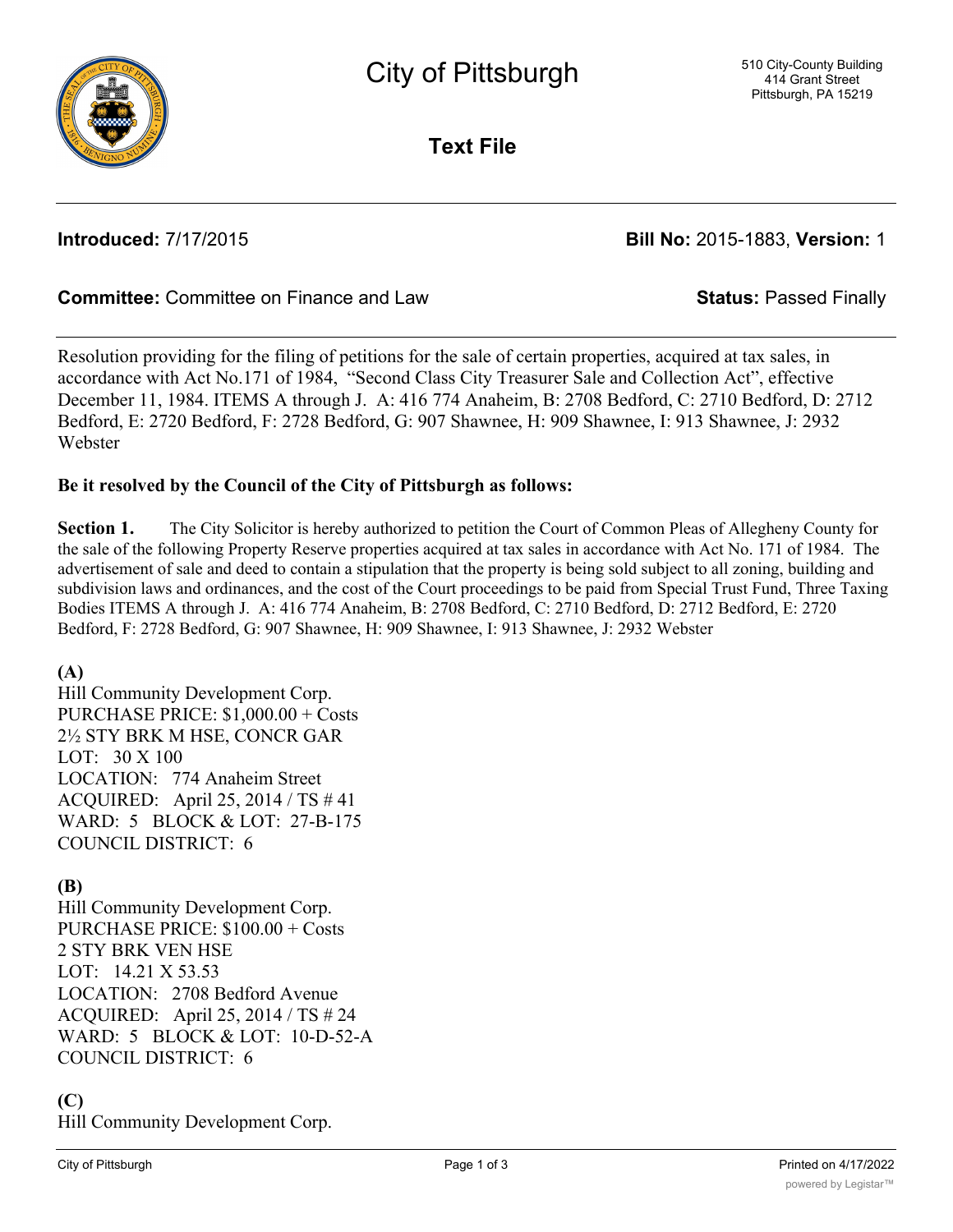# City of Pittsburgh

510 City-County Building
414 Grant Street
Pittsburgh, PA 15219

## Text File

**Introduced:** 7/17/2015 **Bill No:** 2015-1883, **Version:** 1

**Committee:** Committee on Finance and Law **Status:** Passed Finally

Resolution providing for the filing of petitions for the sale of certain properties, acquired at tax sales, in accordance with Act No.171 of 1984, "Second Class City Treasurer Sale and Collection Act", effective December 11, 1984. ITEMS A through J. A: 416 774 Anaheim, B: 2708 Bedford, C: 2710 Bedford, D: 2712 Bedford, E: 2720 Bedford, F: 2728 Bedford, G: 907 Shawnee, H: 909 Shawnee, I: 913 Shawnee, J: 2932 Webster

**Be it resolved by the Council of the City of Pittsburgh as follows:**

**Section 1.** The City Solicitor is hereby authorized to petition the Court of Common Pleas of Allegheny County for the sale of the following Property Reserve properties acquired at tax sales in accordance with Act No. 171 of 1984. The advertisement of sale and deed to contain a stipulation that the property is being sold subject to all zoning, building and subdivision laws and ordinances, and the cost of the Court proceedings to be paid from Special Trust Fund, Three Taxing Bodies ITEMS A through J. A: 416 774 Anaheim, B: 2708 Bedford, C: 2710 Bedford, D: 2712 Bedford, E: 2720 Bedford, F: 2728 Bedford, G: 907 Shawnee, H: 909 Shawnee, I: 913 Shawnee, J: 2932 Webster

**(A)**
Hill Community Development Corp.
PURCHASE PRICE: $1,000.00 + Costs
2½ STY BRK M HSE, CONCR GAR
LOT: 30 X 100
LOCATION: 774 Anaheim Street
ACQUIRED: April 25, 2014 / TS # 41
WARD: 5 BLOCK & LOT: 27-B-175
COUNCIL DISTRICT: 6

**(B)**
Hill Community Development Corp.
PURCHASE PRICE: $100.00 + Costs
2 STY BRK VEN HSE
LOT: 14.21 X 53.53
LOCATION: 2708 Bedford Avenue
ACQUIRED: April 25, 2014 / TS # 24
WARD: 5 BLOCK & LOT: 10-D-52-A
COUNCIL DISTRICT: 6

**(C)**
Hill Community Development Corp.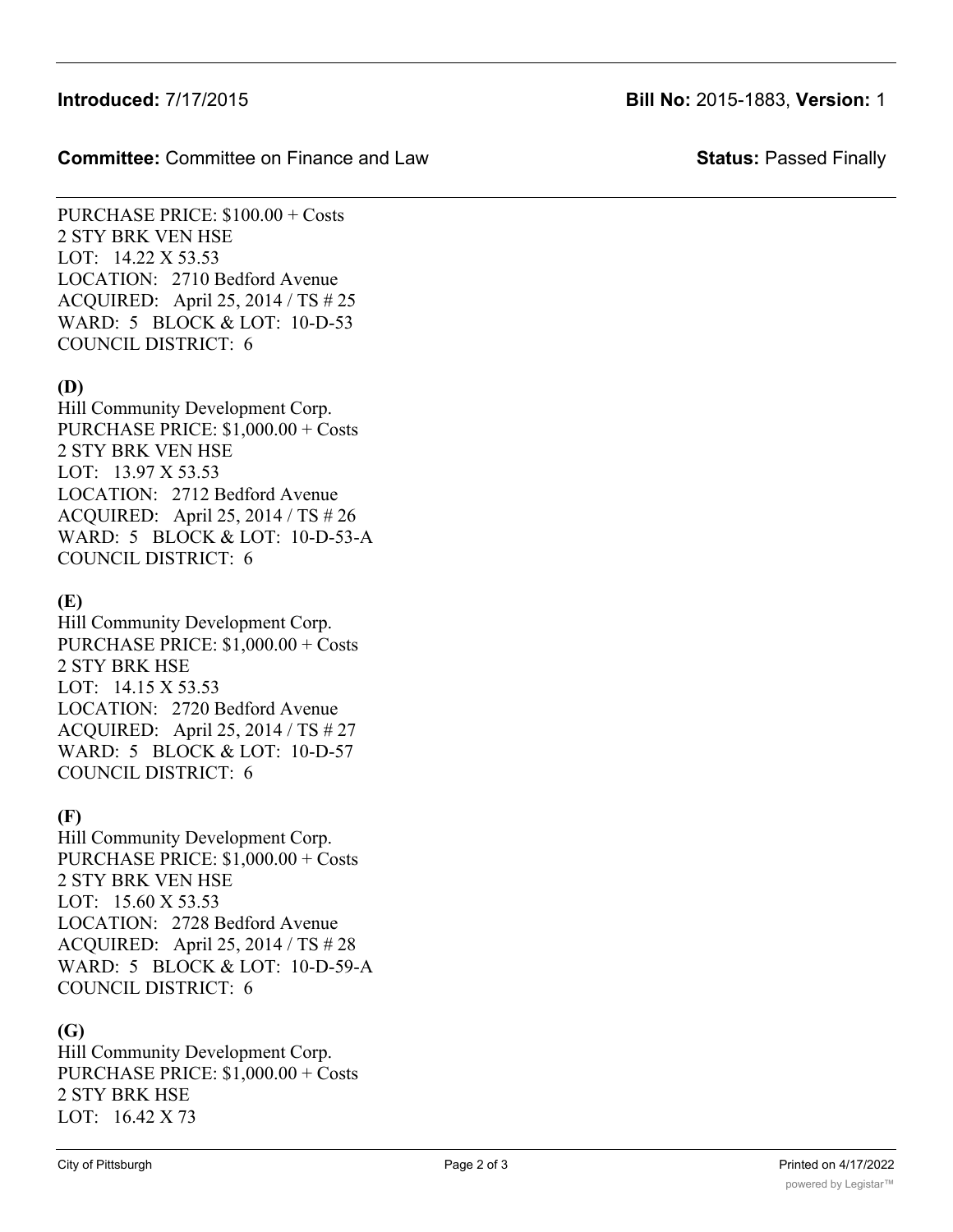**Introduced:** 7/17/2015 **Bill No:** 2015-1883, **Version:** 1

**Committee:** Committee on Finance and Law **Status:** Passed Finally

PURCHASE PRICE: $100.00 + Costs
2 STY BRK VEN HSE
LOT: 14.22 X 53.53
LOCATION: 2710 Bedford Avenue
ACQUIRED: April 25, 2014 / TS # 25
WARD: 5 BLOCK & LOT: 10-D-53
COUNCIL DISTRICT: 6

**(D)**
Hill Community Development Corp.
PURCHASE PRICE: $1,000.00 + Costs
2 STY BRK VEN HSE
LOT: 13.97 X 53.53
LOCATION: 2712 Bedford Avenue
ACQUIRED: April 25, 2014 / TS # 26
WARD: 5 BLOCK & LOT: 10-D-53-A
COUNCIL DISTRICT: 6

**(E)**
Hill Community Development Corp.
PURCHASE PRICE: $1,000.00 + Costs
2 STY BRK HSE
LOT: 14.15 X 53.53
LOCATION: 2720 Bedford Avenue
ACQUIRED: April 25, 2014 / TS # 27
WARD: 5 BLOCK & LOT: 10-D-57
COUNCIL DISTRICT: 6

**(F)**
Hill Community Development Corp.
PURCHASE PRICE: $1,000.00 + Costs
2 STY BRK VEN HSE
LOT: 15.60 X 53.53
LOCATION: 2728 Bedford Avenue
ACQUIRED: April 25, 2014 / TS # 28
WARD: 5 BLOCK & LOT: 10-D-59-A
COUNCIL DISTRICT: 6

**(G)**
Hill Community Development Corp.
PURCHASE PRICE: $1,000.00 + Costs
2 STY BRK HSE
LOT: 16.42 X 73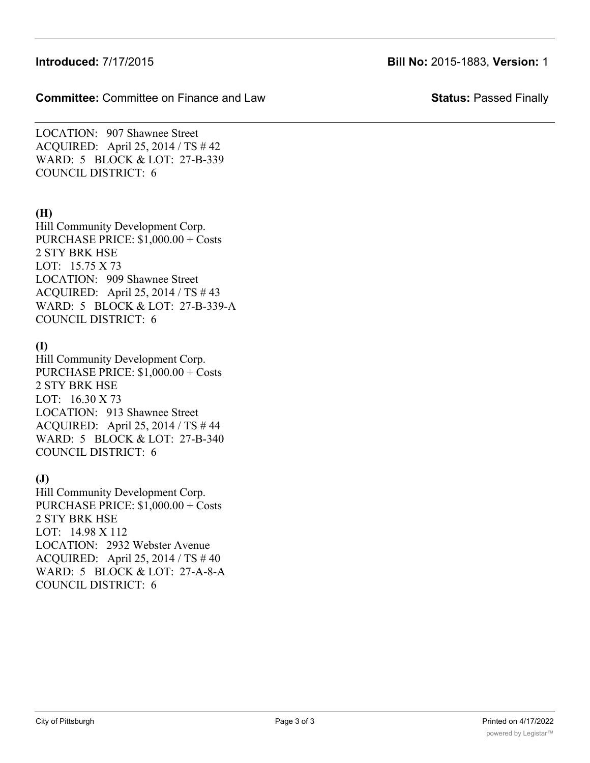LOCATION: 907 Shawnee Street
ACQUIRED: April 25, 2014 / TS # 42
WARD: 5 BLOCK & LOT: 27-B-339
COUNCIL DISTRICT: 6

**(H)**
Hill Community Development Corp.
PURCHASE PRICE: $1,000.00 + Costs
2 STY BRK HSE
LOT: 15.75 X 73
LOCATION: 909 Shawnee Street
ACQUIRED: April 25, 2014 / TS # 43
WARD: 5 BLOCK & LOT: 27-B-339-A
COUNCIL DISTRICT: 6

**(I)**
Hill Community Development Corp.
PURCHASE PRICE: $1,000.00 + Costs
2 STY BRK HSE
LOT: 16.30 X 73
LOCATION: 913 Shawnee Street
ACQUIRED: April 25, 2014 / TS # 44
WARD: 5 BLOCK & LOT: 27-B-340
COUNCIL DISTRICT: 6

**(J)**
Hill Community Development Corp.
PURCHASE PRICE: $1,000.00 + Costs
2 STY BRK HSE
LOT: 14.98 X 112
LOCATION: 2932 Webster Avenue
ACQUIRED: April 25, 2014 / TS # 40
WARD: 5 BLOCK & LOT: 27-A-8-A
COUNCIL DISTRICT: 6